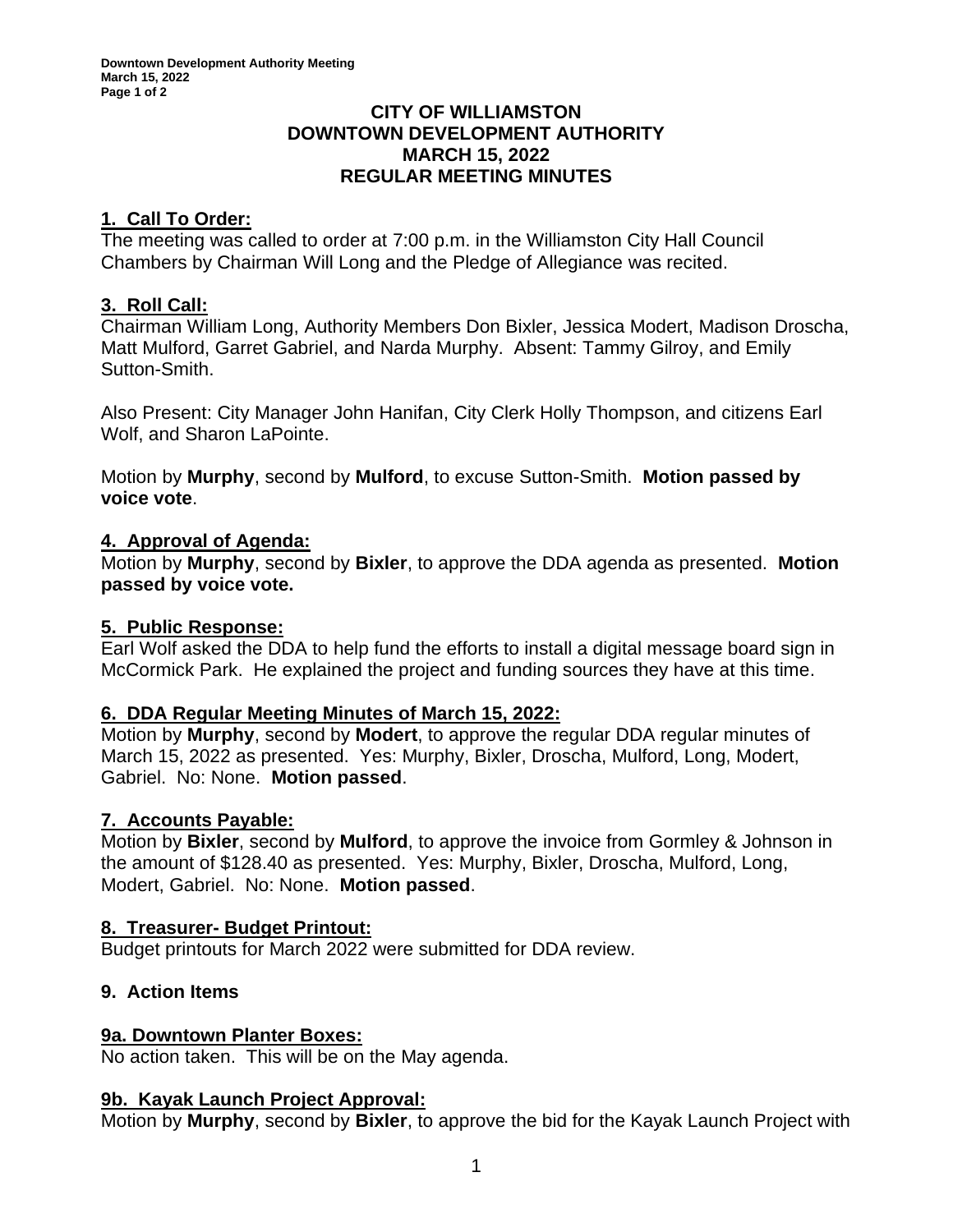# CITY OF WILLIAMSTON
# DOWNTOWN DEVELOPMENT AUTHORITY
# MARCH 15, 2022
# REGULAR MEETING MINUTES

## 1. Call To Order:

The meeting was called to order at 7:00 p.m. in the Williamston City Hall Council Chambers by Chairman Will Long and the Pledge of Allegiance was recited.

## 3. Roll Call:

Chairman William Long, Authority Members Don Bixler, Jessica Modert, Madison Droscha, Matt Mulford, Garret Gabriel, and Narda Murphy. Absent: Tammy Gilroy, and Emily Sutton-Smith.

Also Present: City Manager John Hanifan, City Clerk Holly Thompson, and citizens Earl Wolf, and Sharon LaPointe.

Motion by **Murphy**, second by **Mulford**, to excuse Sutton-Smith. **Motion passed by voice vote**.

## 4. Approval of Agenda:

Motion by **Murphy**, second by **Bixler**, to approve the DDA agenda as presented. **Motion passed by voice vote.**

## 5. Public Response:

Earl Wolf asked the DDA to help fund the efforts to install a digital message board sign in McCormick Park. He explained the project and funding sources they have at this time.

## 6. DDA Regular Meeting Minutes of March 15, 2022:

Motion by **Murphy**, second by **Modert**, to approve the regular DDA regular minutes of March 15, 2022 as presented. Yes: Murphy, Bixler, Droscha, Mulford, Long, Modert, Gabriel. No: None. **Motion passed**.

## 7. Accounts Payable:

Motion by **Bixler**, second by **Mulford**, to approve the invoice from Gormley & Johnson in the amount of $128.40 as presented. Yes: Murphy, Bixler, Droscha, Mulford, Long, Modert, Gabriel. No: None. **Motion passed**.

## 8. Treasurer- Budget Printout:

Budget printouts for March 2022 were submitted for DDA review.

## 9. Action Items

### 9a. Downtown Planter Boxes:

No action taken. This will be on the May agenda.

### 9b. Kayak Launch Project Approval:

Motion by **Murphy**, second by **Bixler**, to approve the bid for the Kayak Launch Project with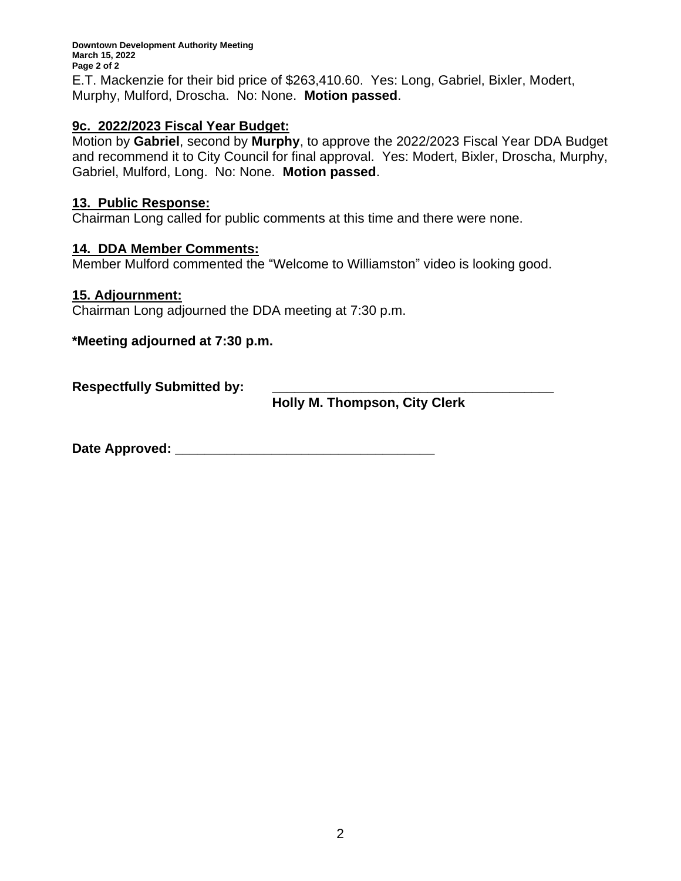E.T. Mackenzie for their bid price of $263,410.60. Yes: Long, Gabriel, Bixler, Modert, Murphy, Mulford, Droscha. No: None. **Motion passed**.

**9c. 2022/2023 Fiscal Year Budget:**

Motion by **Gabriel**, second by **Murphy**, to approve the 2022/2023 Fiscal Year DDA Budget and recommend it to City Council for final approval. Yes: Modert, Bixler, Droscha, Murphy, Gabriel, Mulford, Long. No: None. **Motion passed**.

**13. Public Response:**

Chairman Long called for public comments at this time and there were none.

**14. DDA Member Comments:**

Member Mulford commented the "Welcome to Williamston" video is looking good.

**15. Adjournment:**

Chairman Long adjourned the DDA meeting at 7:30 p.m.

**\*Meeting adjourned at 7:30 p.m.**

**Respectfully Submitted by:** \_\_\_\_\_\_\_\_\_\_\_\_\_\_\_\_\_\_\_\_\_\_\_\_\_\_\_\_\_\_\_\_\_\_\_\_\_\_\_\_

**Holly M. Thompson, City Clerk**

**Date Approved:** \_\_\_\_\_\_\_\_\_\_\_\_\_\_\_\_\_\_\_\_\_\_\_\_\_\_\_\_\_\_\_\_\_\_\_\_\_\_